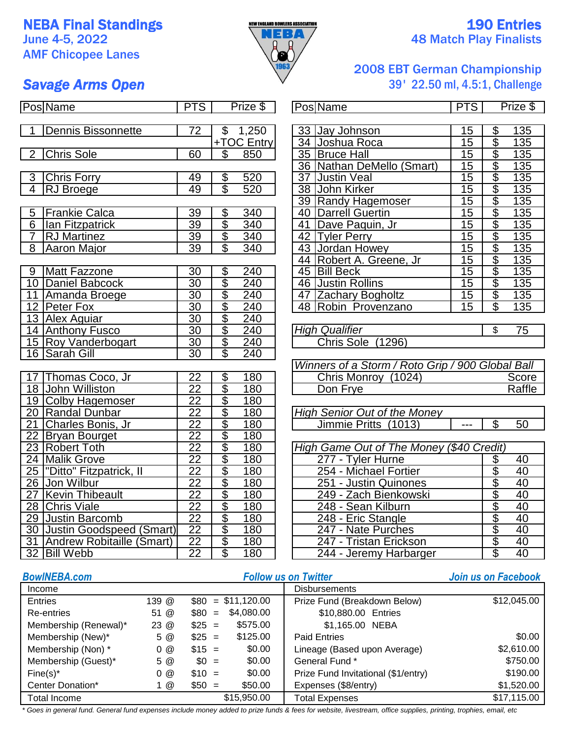# NEBA Final Standings

June 4-5, 2022
AMF Chicopee Lanes

NEW ENGLAND BOWLERS ASSOCIATION – NEBA – 1963

**190 Entries**
**48 Match Play Finalists**

## Savage Arms Open

2008 EBT German Championship
39' 22.50 ml, 4.5:1, Challenge

| Pos | Name | PTS | Prize $ |
|---|---|---|---|
| 1 | Dennis Bissonnette | 72 | $ 1,250 +TOC Entry |
| 2 | Chris Sole | 60 | $ 850 |
| 3 | Chris Forry | 49 | $ 520 |
| 4 | RJ Broege | 49 | $ 520 |
| 5 | Frankie Calca | 39 | $ 340 |
| 6 | Ian Fitzpatrick | 39 | $ 340 |
| 7 | RJ Martinez | 39 | $ 340 |
| 8 | Aaron Major | 39 | $ 340 |
| 9 | Matt Fazzone | 30 | $ 240 |
| 10 | Daniel Babcock | 30 | $ 240 |
| 11 | Amanda Broege | 30 | $ 240 |
| 12 | Peter Fox | 30 | $ 240 |
| 13 | Alex Aguiar | 30 | $ 240 |
| 14 | Anthony Fusco | 30 | $ 240 |
| 15 | Roy Vanderbogart | 30 | $ 240 |
| 16 | Sarah Gill | 30 | $ 240 |
| 17 | Thomas Coco, Jr | 22 | $ 180 |
| 18 | John Williston | 22 | $ 180 |
| 19 | Colby Hagemoser | 22 | $ 180 |
| 20 | Randal Dunbar | 22 | $ 180 |
| 21 | Charles Bonis, Jr | 22 | $ 180 |
| 22 | Bryan Bourget | 22 | $ 180 |
| 23 | Robert Toth | 22 | $ 180 |
| 24 | Malik Grove | 22 | $ 180 |
| 25 | "Ditto" Fitzpatrick, II | 22 | $ 180 |
| 26 | Jon Wilbur | 22 | $ 180 |
| 27 | Kevin Thibeault | 22 | $ 180 |
| 28 | Chris Viale | 22 | $ 180 |
| 29 | Justin Barcomb | 22 | $ 180 |
| 30 | Justin Goodspeed (Smart) | 22 | $ 180 |
| 31 | Andrew Robitaille (Smart) | 22 | $ 180 |
| 32 | Bill Webb | 22 | $ 180 |
| 33 | Jay Johnson | 15 | $ 135 |
| 34 | Joshua Roca | 15 | $ 135 |
| 35 | Bruce Hall | 15 | $ 135 |
| 36 | Nathan DeMello (Smart) | 15 | $ 135 |
| 37 | Justin Veal | 15 | $ 135 |
| 38 | John Kirker | 15 | $ 135 |
| 39 | Randy Hagemoser | 15 | $ 135 |
| 40 | Darrell Guertin | 15 | $ 135 |
| 41 | Dave Paquin, Jr | 15 | $ 135 |
| 42 | Tyler Perry | 15 | $ 135 |
| 43 | Jordan Howey | 15 | $ 135 |
| 44 | Robert A. Greene, Jr | 15 | $ 135 |
| 45 | Bill Beck | 15 | $ 135 |
| 46 | Justin Rollins | 15 | $ 135 |
| 47 | Zachary Bogholtz | 15 | $ 135 |
| 48 | Robin Provenzano | 15 | $ 135 |

| *High Qualifier* | $ 75 |
|---|---|
| Chris Sole (1296) | |

| *Winners of a Storm / Roto Grip / 900 Global Ball* | |
|---|---|
| Chris Monroy (1024) | Score |
| Don Frye | Raffle |

| *High Senior Out of the Money* | | |
|---|---|---|
| Jimmie Pritts (1013) | --- | $ 50 |

| *High Game Out of The Money ($40 Credit)* | |
|---|---|
| 277 - Tyler Hurne | $ 40 |
| 254 - Michael Fortier | $ 40 |
| 251 - Justin Quinones | $ 40 |
| 249 - Zach Bienkowski | $ 40 |
| 248 - Sean Kilburn | $ 40 |
| 248 - Eric Stangle | $ 40 |
| 247 - Nate Purches | $ 40 |
| 247 - Tristan Erickson | $ 40 |
| 244 - Jeremy Harbarger | $ 40 |

BowlNEBA.com — Follow us on Twitter — Join us on Facebook

| Income | | | | Disbursements | |
|---|---|---|---|---|---|
| Entries | 139 @ | $80 = | $11,120.00 | Prize Fund (Breakdown Below) | $12,045.00 |
| Re-entries | 51 @ | $80 = | $4,080.00 | $10,880.00 Entries | |
| Membership (Renewal)* | 23 @ | $25 = | $575.00 | $1,165.00 NEBA | |
| Membership (New)* | 5 @ | $25 = | $125.00 | Paid Entries | $0.00 |
| Membership (Non) * | 0 @ | $15 = | $0.00 | Lineage (Based upon Average) | $2,610.00 |
| Membership (Guest)* | 5 @ | $0 = | $0.00 | General Fund * | $750.00 |
| Fine(s)* | 0 @ | $10 = | $0.00 | Prize Fund Invitational ($1/entry) | $190.00 |
| Center Donation* | 1 @ | $50 = | $50.00 | Expenses ($8/entry) | $1,520.00 |
| Total Income | | | $15,950.00 | Total Expenses | $17,115.00 |

*\* Goes in general fund. General fund expenses include money added to prize funds & fees for website, livestream, office supplies, printing, trophies, email, etc*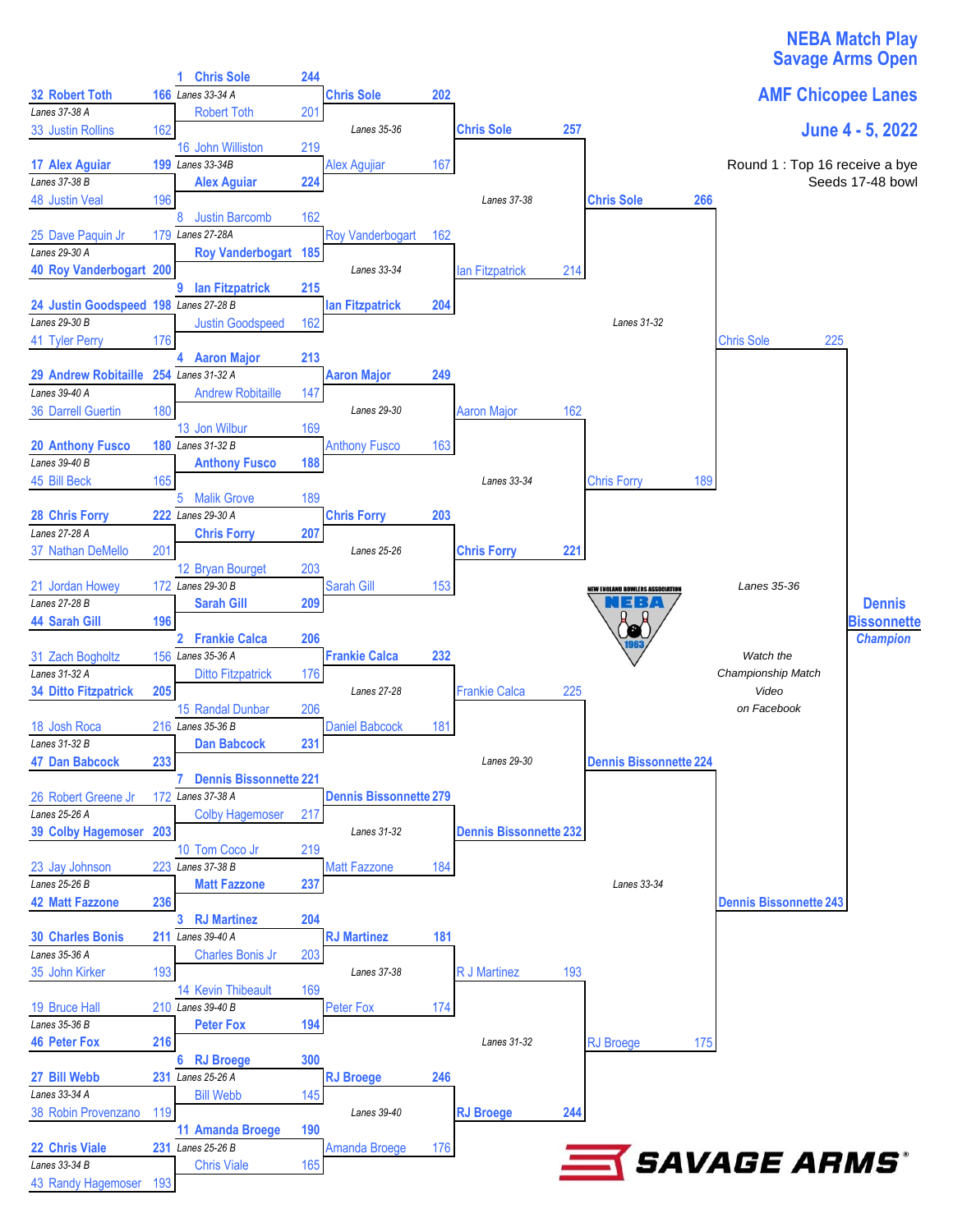# NEBA Match Play
## Savage Arms Open

### AMF Chicopee Lanes

### June 4 - 5, 2022

Round 1 : Top 16 receive a bye
Seeds 17-48 bowl

## Round 1 (Seeds 17-48)

| Lanes | Bowler | Score | Bowler | Score |
|---|---|---|---|---|
| Lanes 37-38 A | 32 Robert Toth | 166 | 33 Justin Rollins | 162 |
| Lanes 37-38 B | 17 Alex Aguiar | 199 | 48 Justin Veal | 196 |
| Lanes 29-30 A | 25 Dave Paquin Jr | 179 | 40 Roy Vanderbogart | 200 |
| Lanes 29-30 B | 24 Justin Goodspeed | 198 | 41 Tyler Perry | 176 |
| Lanes 39-40 A | 29 Andrew Robitaille | 254 | 36 Darrell Guertin | 180 |
| Lanes 39-40 B | 20 Anthony Fusco | 180 | 45 Bill Beck | 165 |
| Lanes 27-28 A | 28 Chris Forry | 222 | 37 Nathan DeMello | 201 |
| Lanes 27-28 B | 21 Jordan Howey | 172 | 44 Sarah Gill | 196 |
| Lanes 31-32 A | 31 Zach Bogholtz | 156 | 34 Ditto Fitzpatrick | 205 |
| Lanes 31-32 B | 18 Josh Roca | 216 | 47 Dan Babcock | 233 |
| Lanes 25-26 A | 26 Robert Greene Jr | 172 | 39 Colby Hagemoser | 203 |
| Lanes 25-26 B | 23 Jay Johnson | 223 | 42 Matt Fazzone | 236 |
| Lanes 35-36 A | 30 Charles Bonis | 211 | 35 John Kirker | 193 |
| Lanes 35-36 B | 19 Bruce Hall | 210 | 46 Peter Fox | 216 |
| Lanes 33-34 A | 27 Bill Webb | 231 | 38 Robin Provenzano | 119 |
| Lanes 33-34 B | 22 Chris Viale | 231 | 43 Randy Hagemoser | 193 |

## Round 2

| Lanes | Bowler | Score | Bowler | Score |
|---|---|---|---|---|
| Lanes 33-34 A | 1 Chris Sole | 244 | Robert Toth | 201 |
| Lanes 33-34B | 16 John Williston | 219 | Alex Aguiar | 224 |
| Lanes 27-28A | 8 Justin Barcomb | 162 | Roy Vanderbogart | 185 |
| Lanes 27-28 B | 9 Ian Fitzpatrick | 215 | Justin Goodspeed | 162 |
| Lanes 31-32 A | 4 Aaron Major | 213 | Andrew Robitaille | 147 |
| Lanes 31-32 B | 13 Jon Wilbur | 169 | Anthony Fusco | 188 |
| Lanes 29-30 A | 5 Malik Grove | 189 | Chris Forry | 207 |
| Lanes 29-30 B | 12 Bryan Bourget | 203 | Sarah Gill | 209 |
| Lanes 35-36 A | 2 Frankie Calca | 206 | Ditto Fitzpatrick | 176 |
| Lanes 35-36 B | 15 Randal Dunbar | 206 | Dan Babcock | 231 |
| Lanes 37-38 A | 7 Dennis Bissonnette | 221 | Colby Hagemoser | 217 |
| Lanes 37-38 B | 10 Tom Coco Jr | 219 | Matt Fazzone | 237 |
| Lanes 39-40 A | 3 RJ Martinez | 204 | Charles Bonis Jr | 203 |
| Lanes 39-40 B | 14 Kevin Thibeault | 169 | Peter Fox | 194 |
| Lanes 25-26 A | 6 RJ Broege | 300 | Bill Webb | 145 |
| Lanes 25-26 B | 11 Amanda Broege | 190 | Chris Viale | 165 |

## Round 3

| Lanes | Bowler | Score | Bowler | Score |
|---|---|---|---|---|
| Lanes 35-36 | Chris Sole | 202 | Alex Agujiar | 167 |
| Lanes 33-34 | Roy Vanderbogart | 162 | Ian Fitzpatrick | 204 |
| Lanes 29-30 | Aaron Major | 249 | Anthony Fusco | 163 |
| Lanes 25-26 | Chris Forry | 203 | Sarah Gill | 153 |
| Lanes 27-28 | Frankie Calca | 232 | Daniel Babcock | 181 |
| Lanes 31-32 | Dennis Bissonnette | 279 | Matt Fazzone | 184 |
| Lanes 37-38 | RJ Martinez | 181 | Peter Fox | 174 |
| Lanes 39-40 | RJ Broege | 246 | Amanda Broege | 176 |

## Round 4

| Lanes | Bowler | Score | Bowler | Score |
|---|---|---|---|---|
| Lanes 37-38 | Chris Sole | 257 | Ian Fitzpatrick | 214 |
| Lanes 33-34 | Aaron Major | 162 | Chris Forry | 221 |
| Lanes 29-30 | Frankie Calca | 225 | Dennis Bissonnette | 232 |
| Lanes 31-32 | R J Martinez | 193 | RJ Broege | 244 |

## Semifinals

| Lanes | Bowler | Score | Bowler | Score |
|---|---|---|---|---|
| Lanes 31-32 | Chris Sole | 266 | Chris Forry | 189 |
| Lanes 33-34 | Dennis Bissonnette | 224 | RJ Broege | 175 |

## Championship

| Lanes | Bowler | Score | Bowler | Score |
|---|---|---|---|---|
| Lanes 35-36 | Chris Sole | 225 | Dennis Bissonnette | 243 |

**Dennis Bissonnette**
*Champion*

NEW ENGLAND BOWLERS ASSOCIATION
NEBA
1963

*Watch the Championship Match Video on Facebook*

SAVAGE ARMS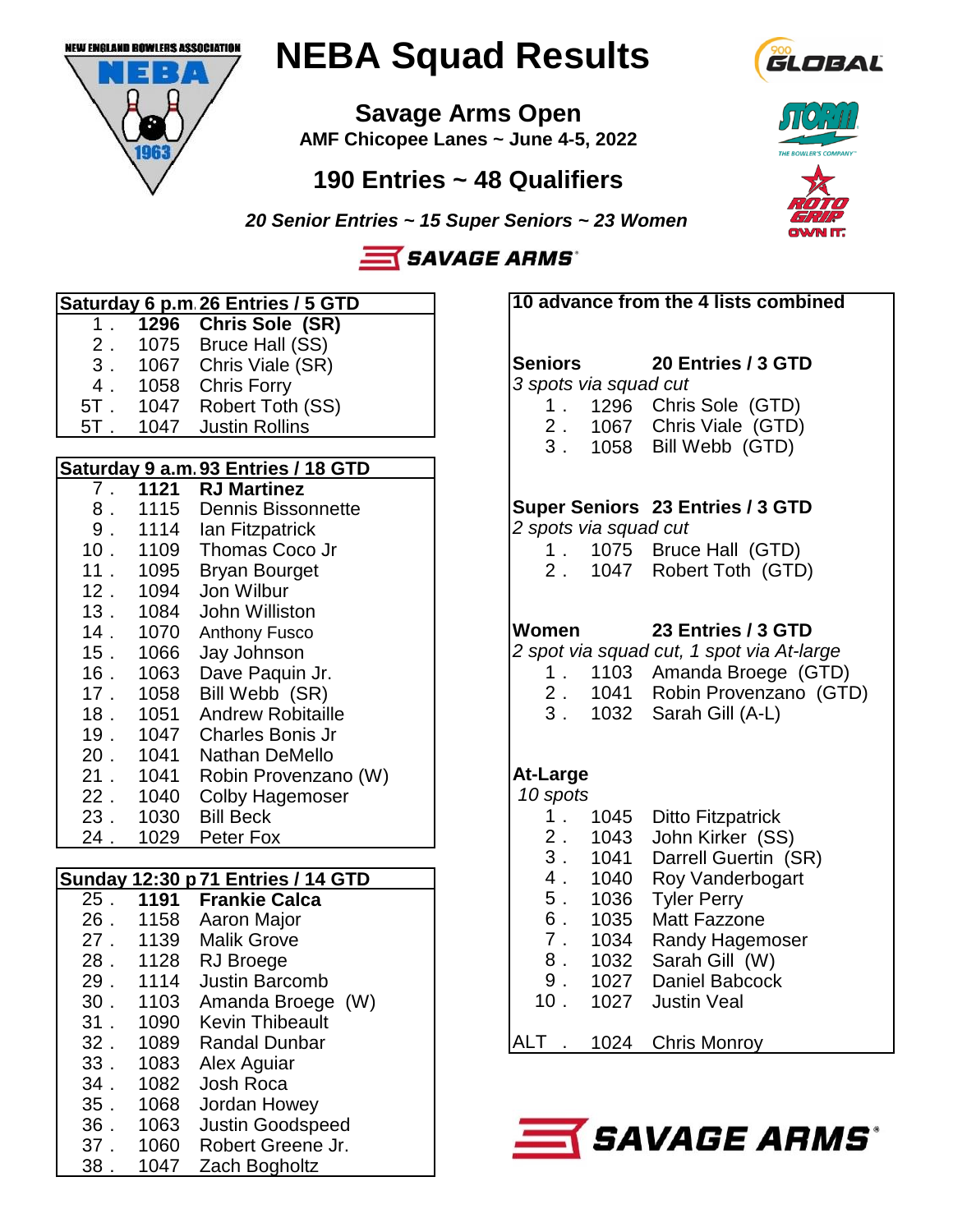NEW ENGLAND BOWLERS ASSOCIATION NEBA 1963

# NEBA Squad Results

## Savage Arms Open

**AMF Chicopee Lanes ~ June 4-5, 2022**

## 190 Entries ~ 48 Qualifiers

*20 Senior Entries ~ 15 Super Seniors ~ 23 Women*

SAVAGE ARMS

| Saturday 6 p.m. | 26 Entries / 5 GTD | |
|---|---|---|
| 1 . | **1296** | **Chris Sole (SR)** |
| 2 . | 1075 | Bruce Hall (SS) |
| 3 . | 1067 | Chris Viale (SR) |
| 4 . | 1058 | Chris Forry |
| 5T . | 1047 | Robert Toth (SS) |
| 5T . | 1047 | Justin Rollins |

| Saturday 9 a.m. | 93 Entries / 18 GTD | |
|---|---|---|
| 7 . | **1121** | **RJ Martinez** |
| 8 . | 1115 | Dennis Bissonnette |
| 9 . | 1114 | Ian Fitzpatrick |
| 10 . | 1109 | Thomas Coco Jr |
| 11 . | 1095 | Bryan Bourget |
| 12 . | 1094 | Jon Wilbur |
| 13 . | 1084 | John Williston |
| 14 . | 1070 | Anthony Fusco |
| 15 . | 1066 | Jay Johnson |
| 16 . | 1063 | Dave Paquin Jr. |
| 17 . | 1058 | Bill Webb (SR) |
| 18 . | 1051 | Andrew Robitaille |
| 19 . | 1047 | Charles Bonis Jr |
| 20 . | 1041 | Nathan DeMello |
| 21 . | 1041 | Robin Provenzano (W) |
| 22 . | 1040 | Colby Hagemoser |
| 23 . | 1030 | Bill Beck |
| 24 . | 1029 | Peter Fox |

| Sunday 12:30 p | 71 Entries / 14 GTD | |
|---|---|---|
| 25 . | **1191** | **Frankie Calca** |
| 26 . | 1158 | Aaron Major |
| 27 . | 1139 | Malik Grove |
| 28 . | 1128 | RJ Broege |
| 29 . | 1114 | Justin Barcomb |
| 30 . | 1103 | Amanda Broege (W) |
| 31 . | 1090 | Kevin Thibeault |
| 32 . | 1089 | Randal Dunbar |
| 33 . | 1083 | Alex Aguiar |
| 34 . | 1082 | Josh Roca |
| 35 . | 1068 | Jordan Howey |
| 36 . | 1063 | Justin Goodspeed |
| 37 . | 1060 | Robert Greene Jr. |
| 38 . | 1047 | Zach Bogholtz |

**10 advance from the 4 lists combined**

**Seniors** **20 Entries / 3 GTD**

*3 spots via squad cut*

| | | |
|---|---|---|
| 1 . | 1296 | Chris Sole (GTD) |
| 2 . | 1067 | Chris Viale (GTD) |
| 3 . | 1058 | Bill Webb (GTD) |

**Super Seniors** **23 Entries / 3 GTD**

*2 spots via squad cut*

| | | |
|---|---|---|
| 1 . | 1075 | Bruce Hall (GTD) |
| 2 . | 1047 | Robert Toth (GTD) |

**Women** **23 Entries / 3 GTD**

*2 spot via squad cut, 1 spot via At-large*

| | | |
|---|---|---|
| 1 . | 1103 | Amanda Broege (GTD) |
| 2 . | 1041 | Robin Provenzano (GTD) |
| 3 . | 1032 | Sarah Gill (A-L) |

**At-Large**

*10 spots*

| | | |
|---|---|---|
| 1 . | 1045 | Ditto Fitzpatrick |
| 2 . | 1043 | John Kirker (SS) |
| 3 . | 1041 | Darrell Guertin (SR) |
| 4 . | 1040 | Roy Vanderbogart |
| 5 . | 1036 | Tyler Perry |
| 6 . | 1035 | Matt Fazzone |
| 7 . | 1034 | Randy Hagemoser |
| 8 . | 1032 | Sarah Gill (W) |
| 9 . | 1027 | Daniel Babcock |
| 10 . | 1027 | Justin Veal |
| ALT . | 1024 | Chris Monroy |

SAVAGE ARMS